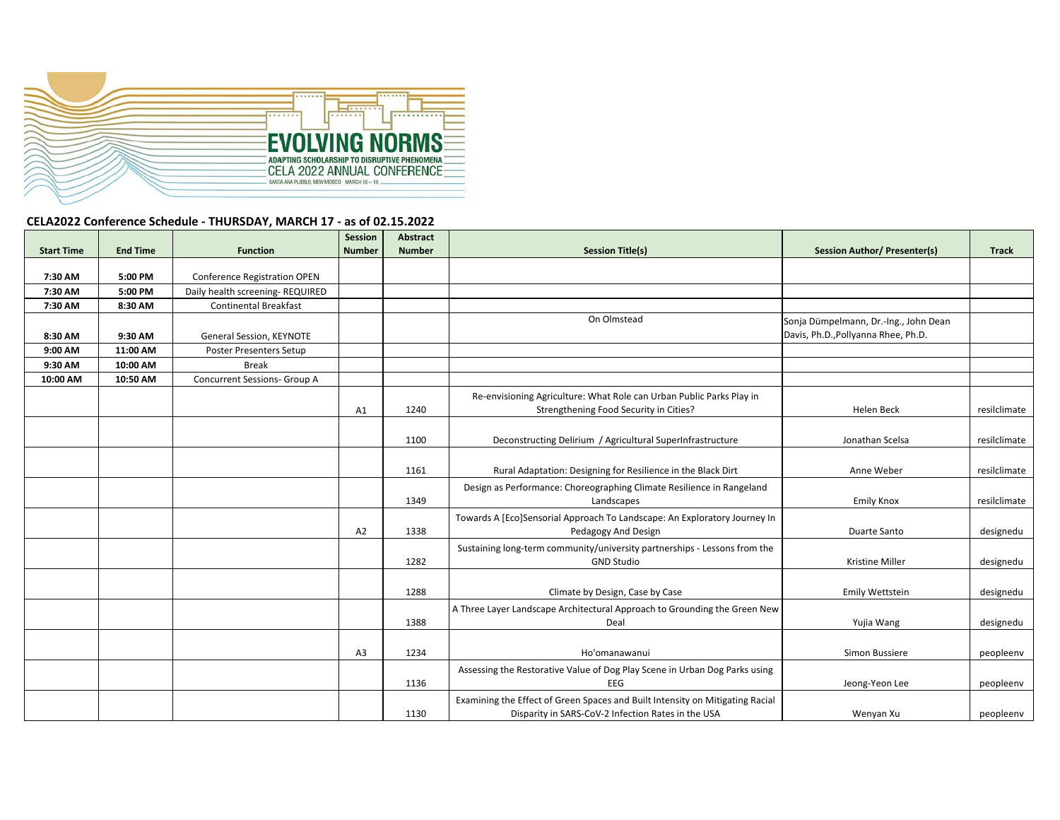## CELA2022 Conference Schedule - THURSDAY, MARCH 17 - as of 02.15.2022

| Start Time | End Time | Function | Session Number | Abstract Number | Session Title(s) | Session Author/ Presenter(s) | Track |
|---|---|---|---|---|---|---|---|
| 7:30 AM | 5:00 PM | Conference Registration OPEN | | | | | |
| 7:30 AM | 5:00 PM | Daily health screening- REQUIRED | | | | | |
| 7:30 AM | 8:30 AM | Continental Breakfast | | | | | |
| 8:30 AM | 9:30 AM | General Session, KEYNOTE | | | On Olmstead | Sonja Dümpelmann, Dr.-Ing., John Dean Davis, Ph.D.,Pollyanna Rhee, Ph.D. | |
| 9:00 AM | 11:00 AM | Poster Presenters Setup | | | | | |
| 9:30 AM | 10:00 AM | Break | | | | | |
| 10:00 AM | 10:50 AM | Concurrent Sessions- Group A | | | | | |
| | | | A1 | 1240 | Re-envisioning Agriculture: What Role can Urban Public Parks Play in Strengthening Food Security in Cities? | Helen Beck | resilclimate |
| | | | | 1100 | Deconstructing Delirium / Agricultural SuperInfrastructure | Jonathan Scelsa | resilclimate |
| | | | | 1161 | Rural Adaptation: Designing for Resilience in the Black Dirt | Anne Weber | resilclimate |
| | | | | 1349 | Design as Performance: Choreographing Climate Resilience in Rangeland Landscapes | Emily Knox | resilclimate |
| | | | A2 | 1338 | Towards A [Eco]Sensorial Approach To Landscape: An Exploratory Journey In Pedagogy And Design | Duarte Santo | designedu |
| | | | | 1282 | Sustaining long-term community/university partnerships - Lessons from the GND Studio | Kristine Miller | designedu |
| | | | | 1288 | Climate by Design, Case by Case | Emily Wettstein | designedu |
| | | | | 1388 | A Three Layer Landscape Architectural Approach to Grounding the Green New Deal | Yujia Wang | designedu |
| | | | A3 | 1234 | Ho'omanawanui | Simon Bussiere | peopleenv |
| | | | | 1136 | Assessing the Restorative Value of Dog Play Scene in Urban Dog Parks using EEG | Jeong-Yeon Lee | peopleenv |
| | | | | 1130 | Examining the Effect of Green Spaces and Built Intensity on Mitigating Racial Disparity in SARS-CoV-2 Infection Rates in the USA | Wenyan Xu | peopleenv |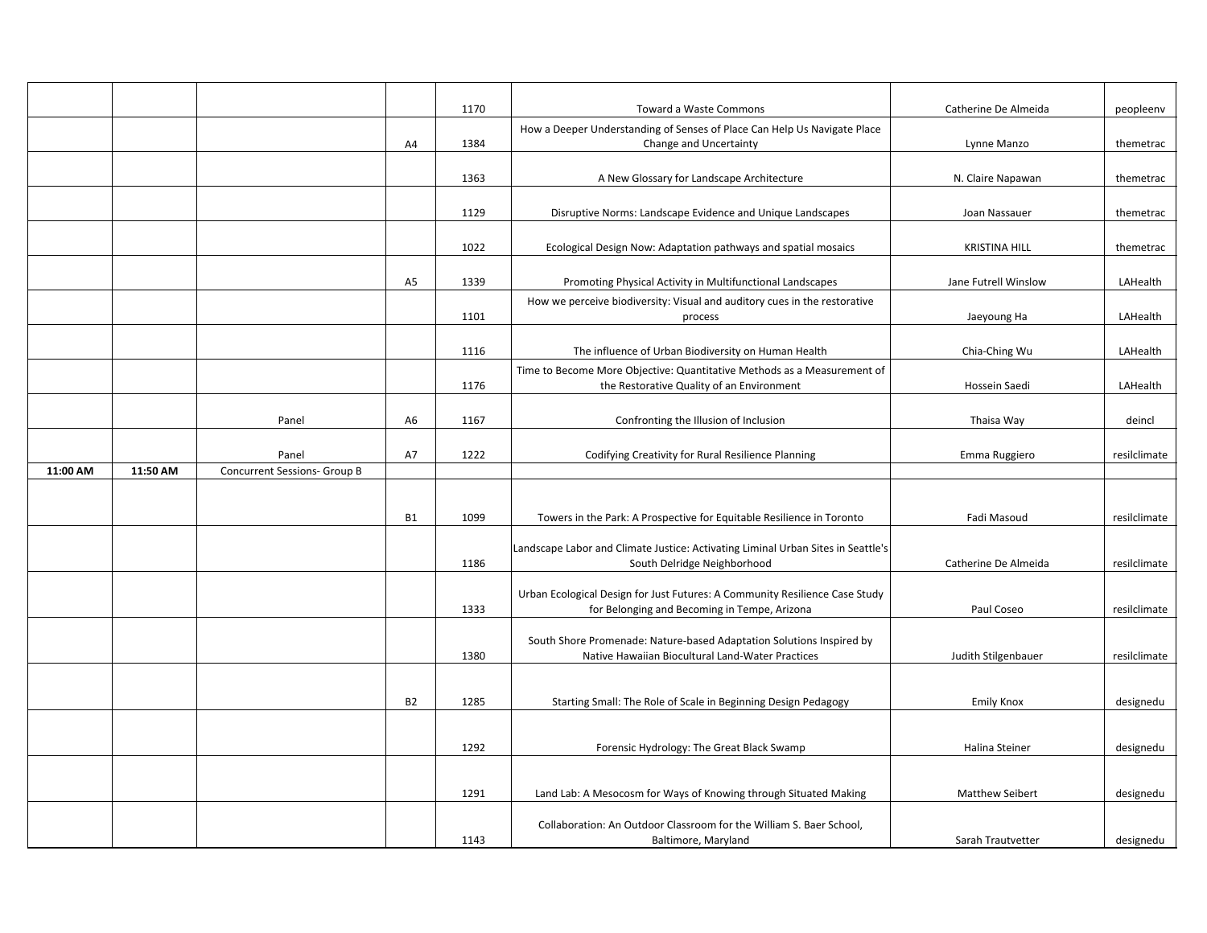|  |  |  |  |  |  |  |  |
|---|---|---|---|---|---|---|---|
|  |  |  |  | 1170 | Toward a Waste Commons | Catherine De Almeida | peopleenv |
|  |  |  | A4 | 1384 | How a Deeper Understanding of Senses of Place Can Help Us Navigate Place Change and Uncertainty | Lynne Manzo | themetrac |
|  |  |  |  | 1363 | A New Glossary for Landscape Architecture | N. Claire Napawan | themetrac |
|  |  |  |  | 1129 | Disruptive Norms: Landscape Evidence and Unique Landscapes | Joan Nassauer | themetrac |
|  |  |  |  | 1022 | Ecological Design Now: Adaptation pathways and spatial mosaics | KRISTINA HILL | themetrac |
|  |  |  | A5 | 1339 | Promoting Physical Activity in Multifunctional Landscapes | Jane Futrell Winslow | LAHealth |
|  |  |  |  | 1101 | How we perceive biodiversity: Visual and auditory cues in the restorative process | Jaeyoung Ha | LAHealth |
|  |  |  |  | 1116 | The influence of Urban Biodiversity on Human Health | Chia-Ching Wu | LAHealth |
|  |  |  |  | 1176 | Time to Become More Objective: Quantitative Methods as a Measurement of the Restorative Quality of an Environment | Hossein Saedi | LAHealth |
|  |  | Panel | A6 | 1167 | Confronting the Illusion of Inclusion | Thaisa Way | deincl |
|  |  | Panel | A7 | 1222 | Codifying Creativity for Rural Resilience Planning | Emma Ruggiero | resilclimate |
| **11:00 AM** | **11:50 AM** | Concurrent Sessions- Group B |  |  |  |  |  |
|  |  |  | B1 | 1099 | Towers in the Park: A Prospective for Equitable Resilience in Toronto | Fadi Masoud | resilclimate |
|  |  |  |  | 1186 | Landscape Labor and Climate Justice: Activating Liminal Urban Sites in Seattle's South Delridge Neighborhood | Catherine De Almeida | resilclimate |
|  |  |  |  | 1333 | Urban Ecological Design for Just Futures: A Community Resilience Case Study for Belonging and Becoming in Tempe, Arizona | Paul Coseo | resilclimate |
|  |  |  |  | 1380 | South Shore Promenade: Nature-based Adaptation Solutions Inspired by Native Hawaiian Biocultural Land-Water Practices | Judith Stilgenbauer | resilclimate |
|  |  |  | B2 | 1285 | Starting Small: The Role of Scale in Beginning Design Pedagogy | Emily Knox | designedu |
|  |  |  |  | 1292 | Forensic Hydrology: The Great Black Swamp | Halina Steiner | designedu |
|  |  |  |  | 1291 | Land Lab: A Mesocosm for Ways of Knowing through Situated Making | Matthew Seibert | designedu |
|  |  |  |  | 1143 | Collaboration: An Outdoor Classroom for the William S. Baer School, Baltimore, Maryland | Sarah Trautvetter | designedu |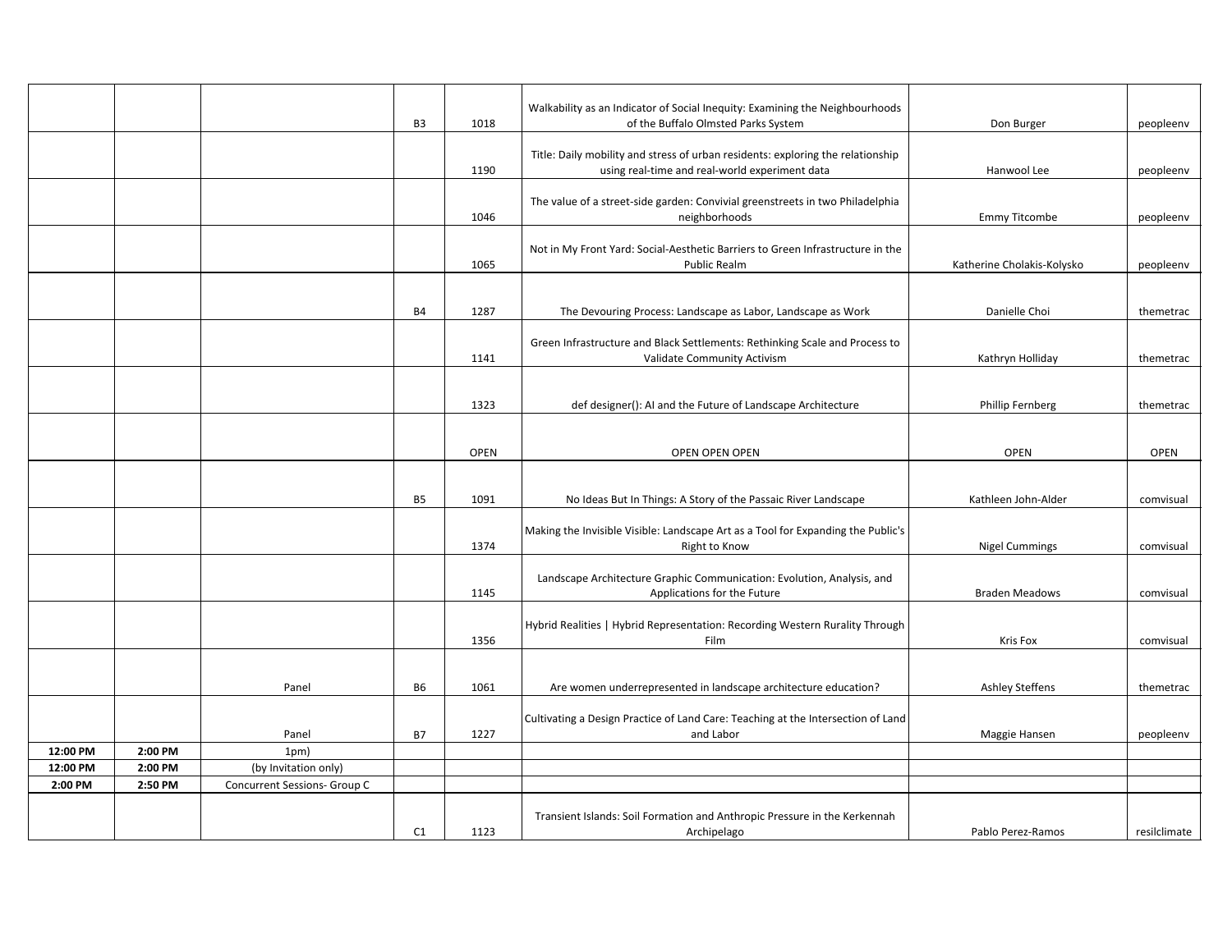|  |  |  |  |  |  |  |  |
|---|---|---|---|---|---|---|---|
|  |  |  | B3 | 1018 | Walkability as an Indicator of Social Inequity: Examining the Neighbourhoods of the Buffalo Olmsted Parks System | Don Burger | peopleenv |
|  |  |  |  | 1190 | Title: Daily mobility and stress of urban residents: exploring the relationship using real-time and real-world experiment data | Hanwool Lee | peopleenv |
|  |  |  |  | 1046 | The value of a street-side garden: Convivial greenstreets in two Philadelphia neighborhoods | Emmy Titcombe | peopleenv |
|  |  |  |  | 1065 | Not in My Front Yard: Social-Aesthetic Barriers to Green Infrastructure in the Public Realm | Katherine Cholakis-Kolysko | peopleenv |
|  |  |  | B4 | 1287 | The Devouring Process: Landscape as Labor, Landscape as Work | Danielle Choi | themetrac |
|  |  |  |  | 1141 | Green Infrastructure and Black Settlements: Rethinking Scale and Process to Validate Community Activism | Kathryn Holliday | themetrac |
|  |  |  |  | 1323 | def designer(): AI and the Future of Landscape Architecture | Phillip Fernberg | themetrac |
|  |  |  |  | OPEN | OPEN OPEN OPEN | OPEN | OPEN |
|  |  |  | B5 | 1091 | No Ideas But In Things: A Story of the Passaic River Landscape | Kathleen John-Alder | comvisual |
|  |  |  |  | 1374 | Making the Invisible Visible: Landscape Art as a Tool for Expanding the Public's Right to Know | Nigel Cummings | comvisual |
|  |  |  |  | 1145 | Landscape Architecture Graphic Communication: Evolution, Analysis, and Applications for the Future | Braden Meadows | comvisual |
|  |  |  |  | 1356 | Hybrid Realities \| Hybrid Representation: Recording Western Rurality Through Film | Kris Fox | comvisual |
|  |  | Panel | B6 | 1061 | Are women underrepresented in landscape architecture education? | Ashley Steffens | themetrac |
|  |  | Panel | B7 | 1227 | Cultivating a Design Practice of Land Care: Teaching at the Intersection of Land and Labor | Maggie Hansen | peopleenv |
| **12:00 PM** | **2:00 PM** | 1pm) |  |  |  |  |  |
| **12:00 PM** | **2:00 PM** | (by Invitation only) |  |  |  |  |  |
| **2:00 PM** | **2:50 PM** | Concurrent Sessions- Group C |  |  |  |  |  |
|  |  |  | C1 | 1123 | Transient Islands: Soil Formation and Anthropic Pressure in the Kerkennah Archipelago | Pablo Perez-Ramos | resilclimate |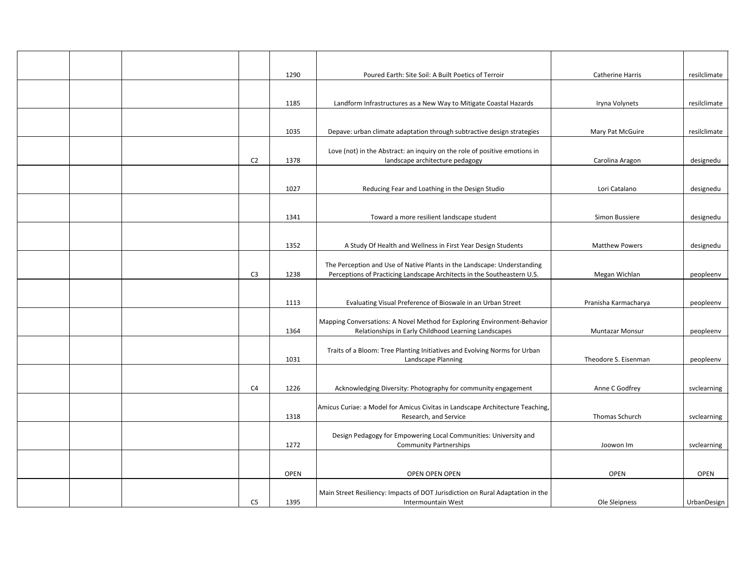| | | | | | | | |
|---|---|---|---|---|---|---|---|
| | | | | 1290 | Poured Earth: Site Soil: A Built Poetics of Terroir | Catherine Harris | resilclimate |
| | | | | 1185 | Landform Infrastructures as a New Way to Mitigate Coastal Hazards | Iryna Volynets | resilclimate |
| | | | | 1035 | Depave: urban climate adaptation through subtractive design strategies | Mary Pat McGuire | resilclimate |
| | | | C2 | 1378 | Love (not) in the Abstract: an inquiry on the role of positive emotions in landscape architecture pedagogy | Carolina Aragon | designedu |
| | | | | 1027 | Reducing Fear and Loathing in the Design Studio | Lori Catalano | designedu |
| | | | | 1341 | Toward a more resilient landscape student | Simon Bussiere | designedu |
| | | | | 1352 | A Study Of Health and Wellness in First Year Design Students | Matthew Powers | designedu |
| | | | C3 | 1238 | The Perception and Use of Native Plants in the Landscape: Understanding Perceptions of Practicing Landscape Architects in the Southeastern U.S. | Megan Wichlan | peopleenv |
| | | | | 1113 | Evaluating Visual Preference of Bioswale in an Urban Street | Pranisha Karmacharya | peopleenv |
| | | | | 1364 | Mapping Conversations: A Novel Method for Exploring Environment-Behavior Relationships in Early Childhood Learning Landscapes | Muntazar Monsur | peopleenv |
| | | | | 1031 | Traits of a Bloom: Tree Planting Initiatives and Evolving Norms for Urban Landscape Planning | Theodore S. Eisenman | peopleenv |
| | | | C4 | 1226 | Acknowledging Diversity: Photography for community engagement | Anne C Godfrey | svclearning |
| | | | | 1318 | Amicus Curiae: a Model for Amicus Civitas in Landscape Architecture Teaching, Research, and Service | Thomas Schurch | svclearning |
| | | | | 1272 | Design Pedagogy for Empowering Local Communities: University and Community Partnerships | Joowon Im | svclearning |
| | | | | OPEN | OPEN OPEN OPEN | OPEN | OPEN |
| | | | C5 | 1395 | Main Street Resiliency: Impacts of DOT Jurisdiction on Rural Adaptation in the Intermountain West | Ole Sleipness | UrbanDesign |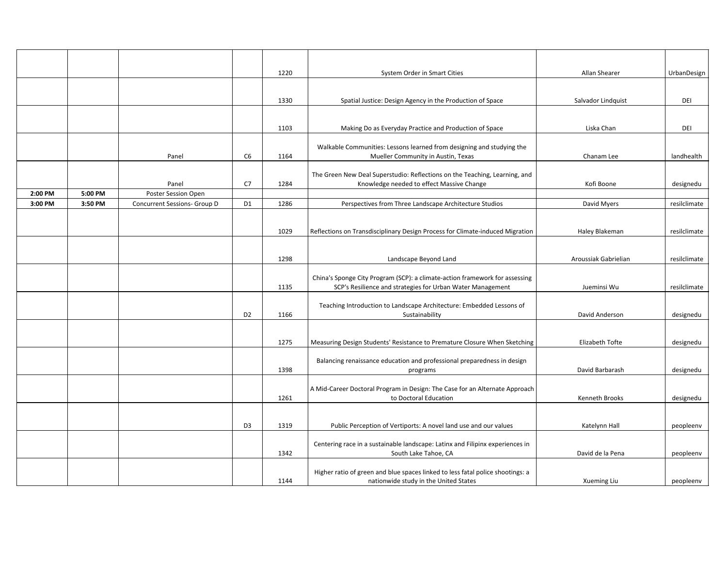|  |  |  |  |  |  |  |  |
|---|---|---|---|---|---|---|---|
|  |  |  |  | 1220 | System Order in Smart Cities | Allan Shearer | UrbanDesign |
|  |  |  |  | 1330 | Spatial Justice: Design Agency in the Production of Space | Salvador Lindquist | DEI |
|  |  |  |  | 1103 | Making Do as Everyday Practice and Production of Space | Liska Chan | DEI |
|  |  | Panel | C6 | 1164 | Walkable Communities: Lessons learned from designing and studying the Mueller Community in Austin, Texas | Chanam Lee | landhealth |
|  |  | Panel | C7 | 1284 | The Green New Deal Superstudio: Reflections on the Teaching, Learning, and Knowledge needed to effect Massive Change | Kofi Boone | designedu |
| **2:00 PM** | **5:00 PM** | Poster Session Open |  |  |  |  |  |
| **3:00 PM** | **3:50 PM** | Concurrent Sessions- Group D | D1 | 1286 | Perspectives from Three Landscape Architecture Studios | David Myers | resilclimate |
|  |  |  |  | 1029 | Reflections on Transdisciplinary Design Process for Climate-induced Migration | Haley Blakeman | resilclimate |
|  |  |  |  | 1298 | Landscape Beyond Land | Aroussiak Gabrielian | resilclimate |
|  |  |  |  | 1135 | China's Sponge City Program (SCP): a climate-action framework for assessing SCP's Resilience and strategies for Urban Water Management | Jueminsi Wu | resilclimate |
|  |  |  | D2 | 1166 | Teaching Introduction to Landscape Architecture: Embedded Lessons of Sustainability | David Anderson | designedu |
|  |  |  |  | 1275 | Measuring Design Students' Resistance to Premature Closure When Sketching | Elizabeth Tofte | designedu |
|  |  |  |  | 1398 | Balancing renaissance education and professional preparedness in design programs | David Barbarash | designedu |
|  |  |  |  | 1261 | A Mid-Career Doctoral Program in Design: The Case for an Alternate Approach to Doctoral Education | Kenneth Brooks | designedu |
|  |  |  | D3 | 1319 | Public Perception of Vertiports: A novel land use and our values | Katelynn Hall | peopleenv |
|  |  |  |  | 1342 | Centering race in a sustainable landscape: Latinx and Filipinx experiences in South Lake Tahoe, CA | David de la Pena | peopleenv |
|  |  |  |  | 1144 | Higher ratio of green and blue spaces linked to less fatal police shootings: a nationwide study in the United States | Xueming Liu | peopleenv |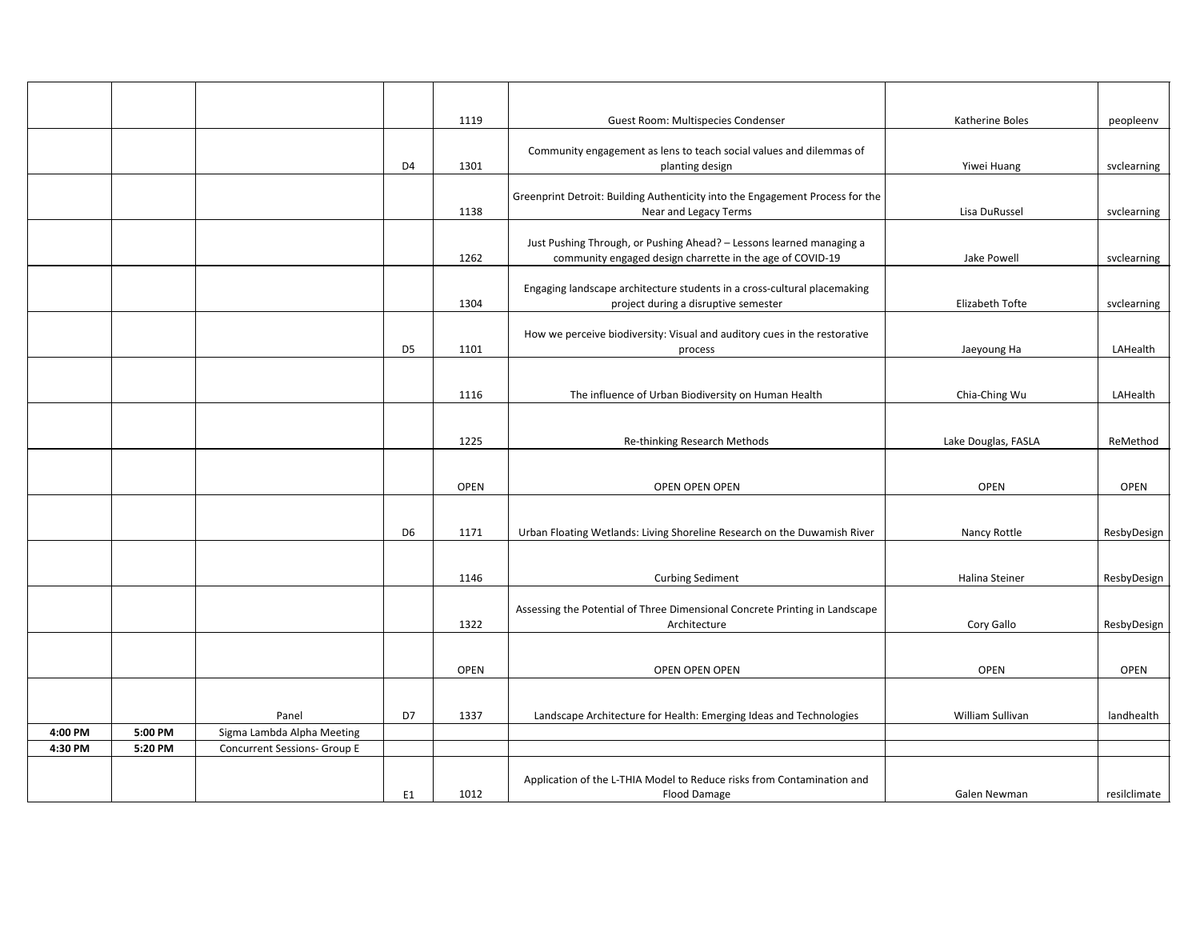| | | | | | | | |
|---|---|---|---|---|---|---|---|
| | | | | 1119 | Guest Room: Multispecies Condenser | Katherine Boles | peopleenv |
| | | | D4 | 1301 | Community engagement as lens to teach social values and dilemmas of planting design | Yiwei Huang | svclearning |
| | | | | 1138 | Greenprint Detroit: Building Authenticity into the Engagement Process for the Near and Legacy Terms | Lisa DuRussel | svclearning |
| | | | | 1262 | Just Pushing Through, or Pushing Ahead? – Lessons learned managing a community engaged design charrette in the age of COVID-19 | Jake Powell | svclearning |
| | | | | 1304 | Engaging landscape architecture students in a cross-cultural placemaking project during a disruptive semester | Elizabeth Tofte | svclearning |
| | | | D5 | 1101 | How we perceive biodiversity: Visual and auditory cues in the restorative process | Jaeyoung Ha | LAHealth |
| | | | | 1116 | The influence of Urban Biodiversity on Human Health | Chia-Ching Wu | LAHealth |
| | | | | 1225 | Re-thinking Research Methods | Lake Douglas, FASLA | ReMethod |
| | | | | OPEN | OPEN OPEN OPEN | OPEN | OPEN |
| | | | D6 | 1171 | Urban Floating Wetlands: Living Shoreline Research on the Duwamish River | Nancy Rottle | ResbyDesign |
| | | | | 1146 | Curbing Sediment | Halina Steiner | ResbyDesign |
| | | | | 1322 | Assessing the Potential of Three Dimensional Concrete Printing in Landscape Architecture | Cory Gallo | ResbyDesign |
| | | | | OPEN | OPEN OPEN OPEN | OPEN | OPEN |
| | | Panel | D7 | 1337 | Landscape Architecture for Health: Emerging Ideas and Technologies | William Sullivan | landhealth |
| **4:00 PM** | **5:00 PM** | Sigma Lambda Alpha Meeting | | | | | |
| **4:30 PM** | **5:20 PM** | Concurrent Sessions- Group E | | | | | |
| | | | E1 | 1012 | Application of the L-THIA Model to Reduce risks from Contamination and Flood Damage | Galen Newman | resilclimate |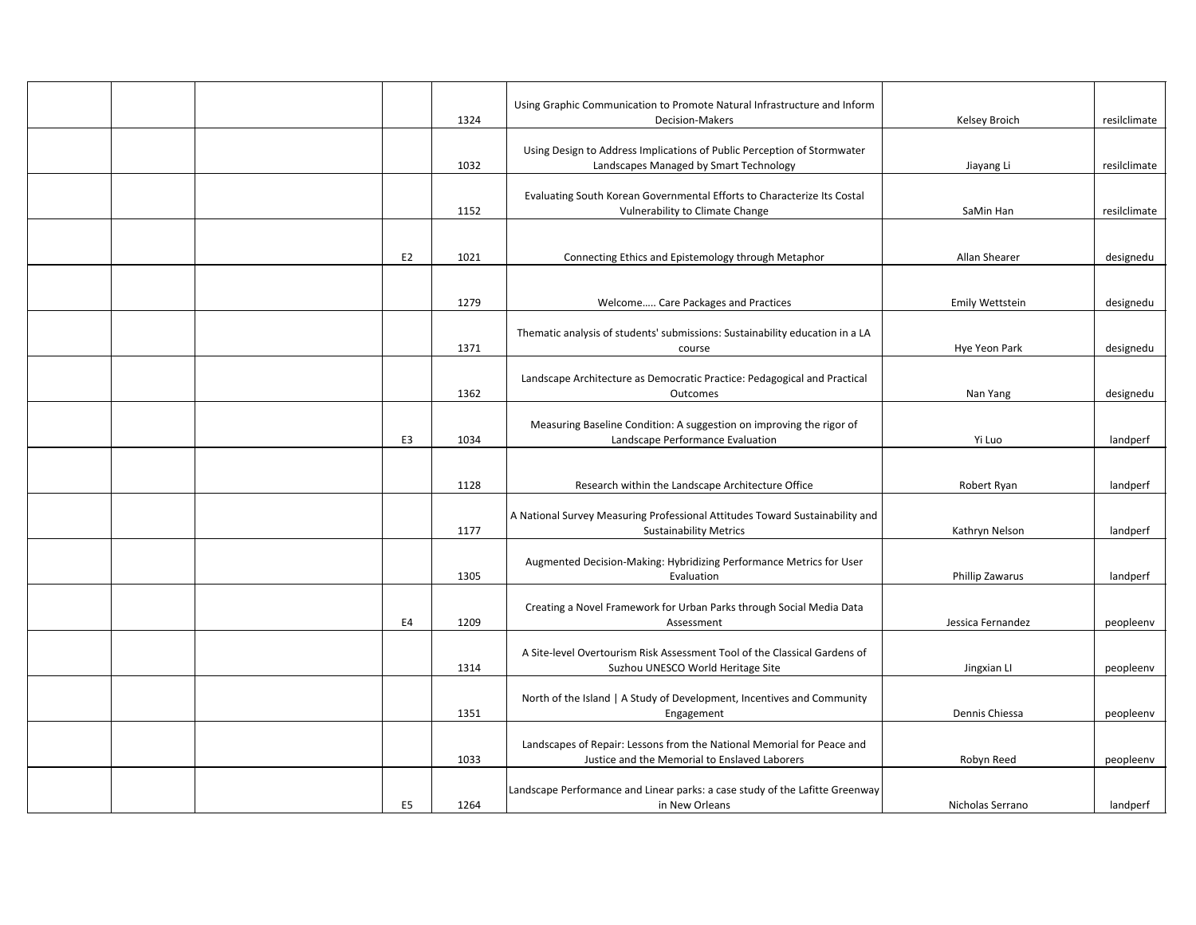| | | | | | | | |
|---|---|---|---|---|---|---|---|
| | | | | 1324 | Using Graphic Communication to Promote Natural Infrastructure and Inform Decision-Makers | Kelsey Broich | resilclimate |
| | | | | 1032 | Using Design to Address Implications of Public Perception of Stormwater Landscapes Managed by Smart Technology | Jiayang Li | resilclimate |
| | | | | 1152 | Evaluating South Korean Governmental Efforts to Characterize Its Costal Vulnerability to Climate Change | SaMin Han | resilclimate |
| | | | E2 | 1021 | Connecting Ethics and Epistemology through Metaphor | Allan Shearer | designedu |
| | | | | 1279 | Welcome..... Care Packages and Practices | Emily Wettstein | designedu |
| | | | | 1371 | Thematic analysis of students' submissions: Sustainability education in a LA course | Hye Yeon Park | designedu |
| | | | | 1362 | Landscape Architecture as Democratic Practice: Pedagogical and Practical Outcomes | Nan Yang | designedu |
| | | | E3 | 1034 | Measuring Baseline Condition: A suggestion on improving the rigor of Landscape Performance Evaluation | Yi Luo | landperf |
| | | | | 1128 | Research within the Landscape Architecture Office | Robert Ryan | landperf |
| | | | | 1177 | A National Survey Measuring Professional Attitudes Toward Sustainability and Sustainability Metrics | Kathryn Nelson | landperf |
| | | | | 1305 | Augmented Decision-Making: Hybridizing Performance Metrics for User Evaluation | Phillip Zawarus | landperf |
| | | | E4 | 1209 | Creating a Novel Framework for Urban Parks through Social Media Data Assessment | Jessica Fernandez | peopleenv |
| | | | | 1314 | A Site-level Overtourism Risk Assessment Tool of the Classical Gardens of Suzhou UNESCO World Heritage Site | Jingxian LI | peopleenv |
| | | | | 1351 | North of the Island \| A Study of Development, Incentives and Community Engagement | Dennis Chiessa | peopleenv |
| | | | | 1033 | Landscapes of Repair: Lessons from the National Memorial for Peace and Justice and the Memorial to Enslaved Laborers | Robyn Reed | peopleenv |
| | | | E5 | 1264 | Landscape Performance and Linear parks: a case study of the Lafitte Greenway in New Orleans | Nicholas Serrano | landperf |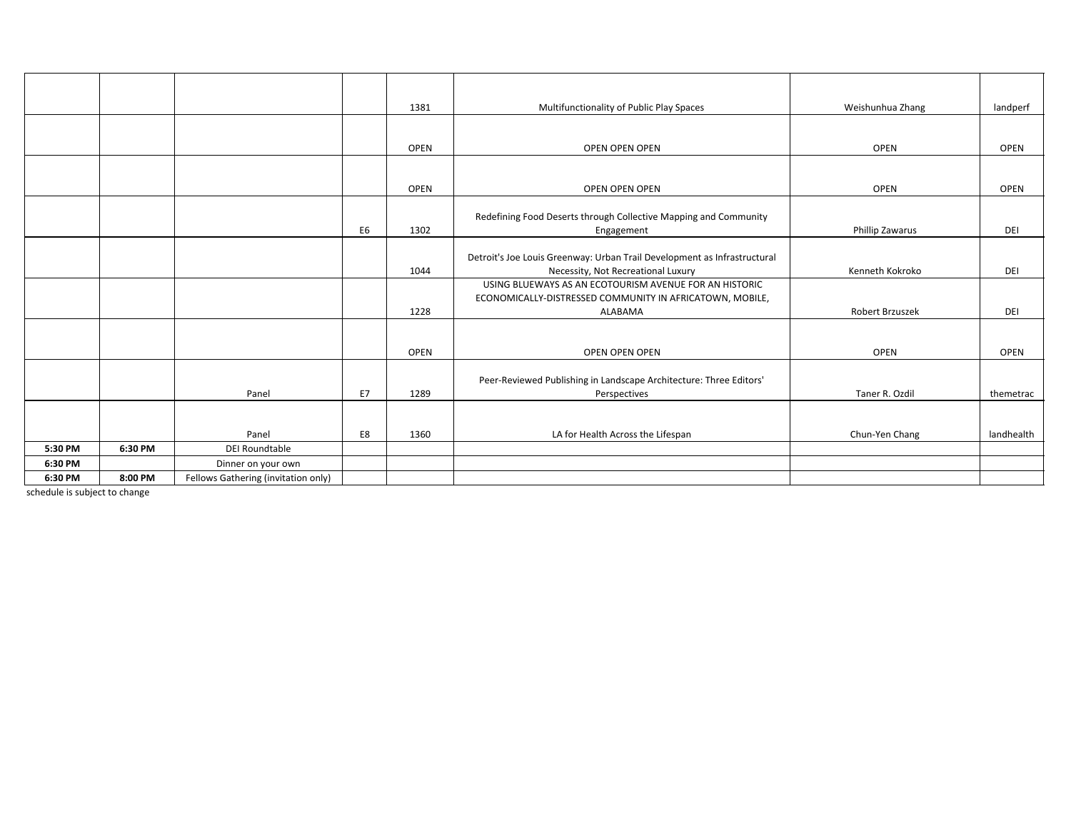| | | | | | | | |
|---|---|---|---|---|---|---|---|
| | | | | 1381 | Multifunctionality of Public Play Spaces | Weishunhua Zhang | landperf |
| | | | | OPEN | OPEN OPEN OPEN | OPEN | OPEN |
| | | | | OPEN | OPEN OPEN OPEN | OPEN | OPEN |
| | | | E6 | 1302 | Redefining Food Deserts through Collective Mapping and Community Engagement | Phillip Zawarus | DEI |
| | | | | 1044 | Detroit's Joe Louis Greenway: Urban Trail Development as Infrastructural Necessity, Not Recreational Luxury | Kenneth Kokroko | DEI |
| | | | | 1228 | USING BLUEWAYS AS AN ECOTOURISM AVENUE FOR AN HISTORIC ECONOMICALLY-DISTRESSED COMMUNITY IN AFRICATOWN, MOBILE, ALABAMA | Robert Brzuszek | DEI |
| | | | | OPEN | OPEN OPEN OPEN | OPEN | OPEN |
| | | Panel | E7 | 1289 | Peer-Reviewed Publishing in Landscape Architecture: Three Editors' Perspectives | Taner R. Ozdil | themetrac |
| | | Panel | E8 | 1360 | LA for Health Across the Lifespan | Chun-Yen Chang | landhealth |
| **5:30 PM** | **6:30 PM** | DEI Roundtable | | | | | |
| **6:30 PM** | | Dinner on your own | | | | | |
| **6:30 PM** | **8:00 PM** | Fellows Gathering (invitation only) | | | | | |

schedule is subject to change